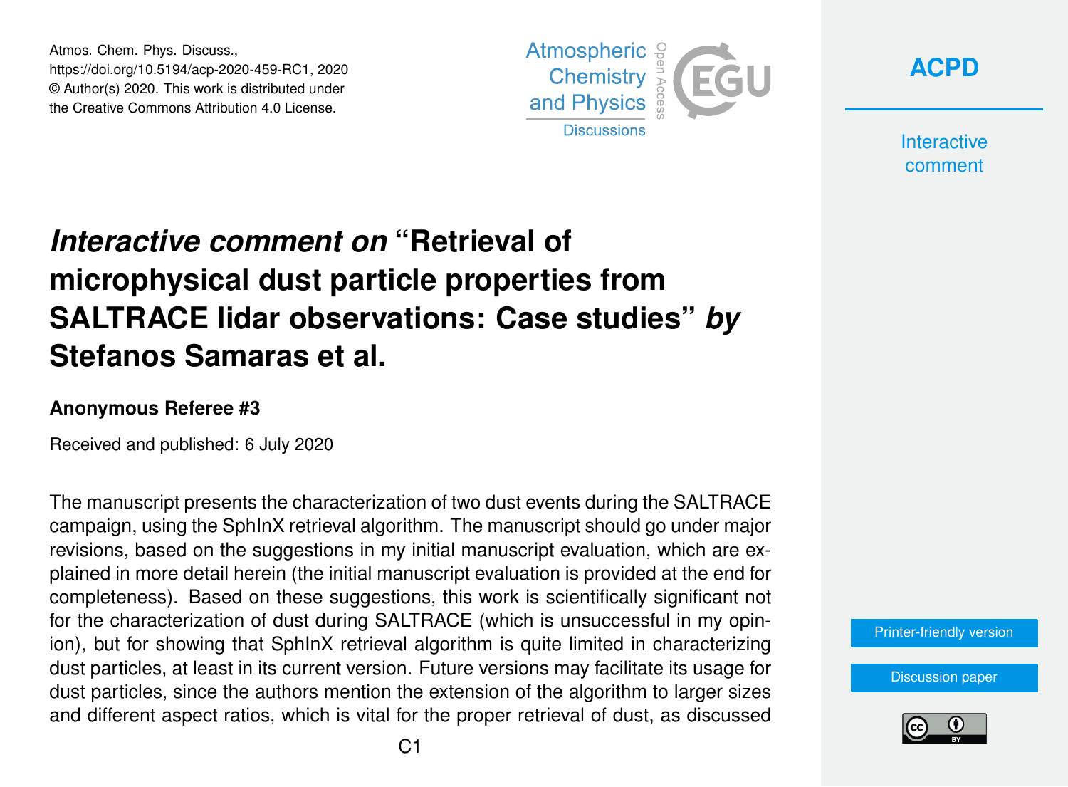Atmos. Chem. Phys. Discuss.,
https://doi.org/10.5194/acp-2020-459-RC1, 2020
© Author(s) 2020. This work is distributed under
the Creative Commons Attribution 4.0 License.

# *Interactive comment on* "Retrieval of microphysical dust particle properties from SALTRACE lidar observations: Case studies" *by* Stefanos Samaras et al.

**Anonymous Referee #3**

Received and published: 6 July 2020

The manuscript presents the characterization of two dust events during the SALTRACE campaign, using the SphInX retrieval algorithm. The manuscript should go under major revisions, based on the suggestions in my initial manuscript evaluation, which are explained in more detail herein (the initial manuscript evaluation is provided at the end for completeness). Based on these suggestions, this work is scientifically significant not for the characterization of dust during SALTRACE (which is unsuccessful in my opinion), but for showing that SphInX retrieval algorithm is quite limited in characterizing dust particles, at least in its current version. Future versions may facilitate its usage for dust particles, since the authors mention the extension of the algorithm to larger sizes and different aspect ratios, which is vital for the proper retrieval of dust, as discussed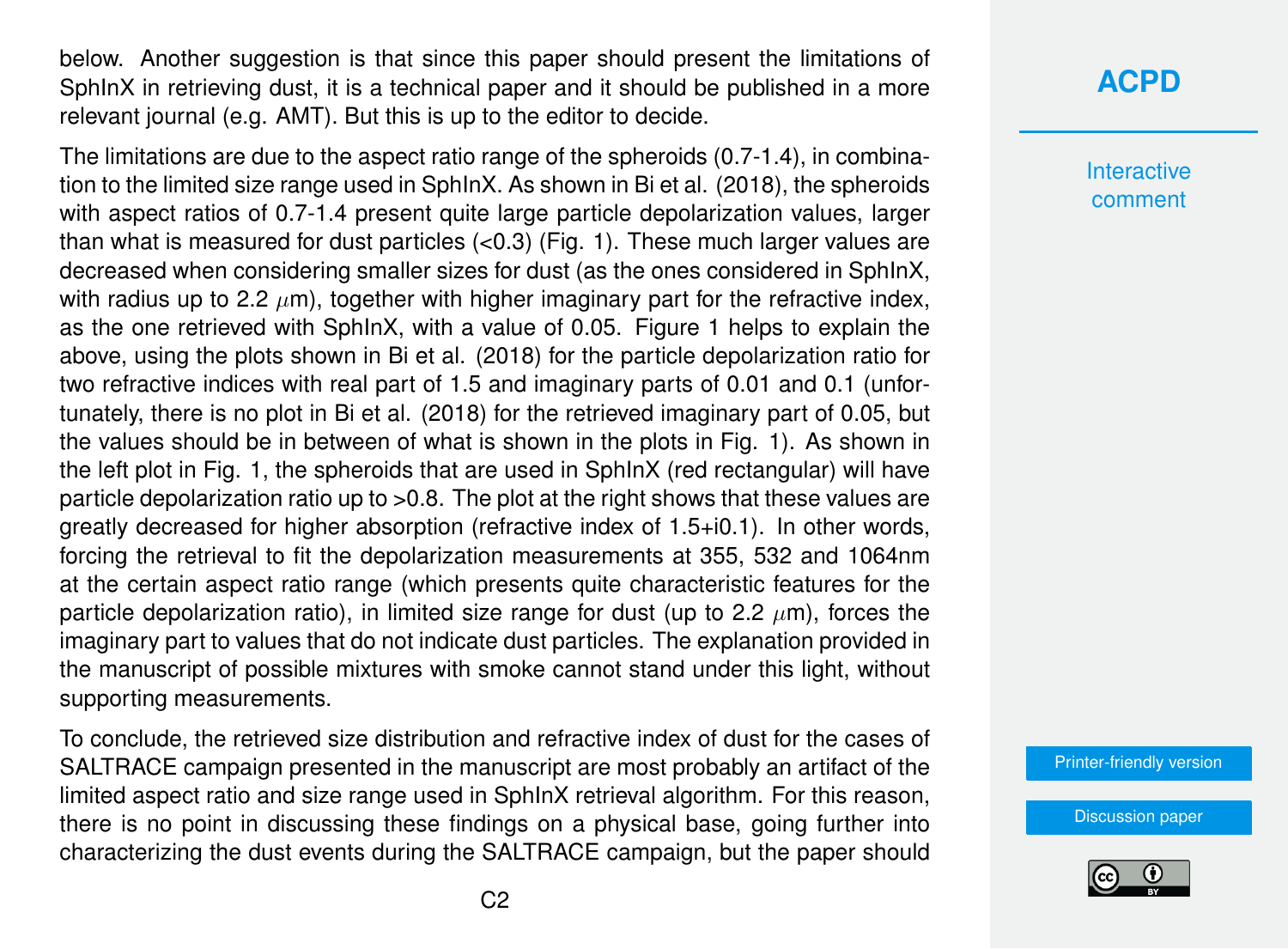below. Another suggestion is that since this paper should present the limitations of SphInX in retrieving dust, it is a technical paper and it should be published in a more relevant journal (e.g. AMT). But this is up to the editor to decide.

The limitations are due to the aspect ratio range of the spheroids (0.7-1.4), in combination to the limited size range used in SphInX. As shown in Bi et al. (2018), the spheroids with aspect ratios of 0.7-1.4 present quite large particle depolarization values, larger than what is measured for dust particles (<0.3) (Fig. 1). These much larger values are decreased when considering smaller sizes for dust (as the ones considered in SphInX, with radius up to 2.2 $\mu$m), together with higher imaginary part for the refractive index, as the one retrieved with SphInX, with a value of 0.05. Figure 1 helps to explain the above, using the plots shown in Bi et al. (2018) for the particle depolarization ratio for two refractive indices with real part of 1.5 and imaginary parts of 0.01 and 0.1 (unfortunately, there is no plot in Bi et al. (2018) for the retrieved imaginary part of 0.05, but the values should be in between of what is shown in the plots in Fig. 1). As shown in the left plot in Fig. 1, the spheroids that are used in SphInX (red rectangular) will have particle depolarization ratio up to >0.8. The plot at the right shows that these values are greatly decreased for higher absorption (refractive index of 1.5+i0.1). In other words, forcing the retrieval to fit the depolarization measurements at 355, 532 and 1064nm at the certain aspect ratio range (which presents quite characteristic features for the particle depolarization ratio), in limited size range for dust (up to 2.2 $\mu$m), forces the imaginary part to values that do not indicate dust particles. The explanation provided in the manuscript of possible mixtures with smoke cannot stand under this light, without supporting measurements.

To conclude, the retrieved size distribution and refractive index of dust for the cases of SALTRACE campaign presented in the manuscript are most probably an artifact of the limited aspect ratio and size range used in SphInX retrieval algorithm. For this reason, there is no point in discussing these findings on a physical base, going further into characterizing the dust events during the SALTRACE campaign, but the paper should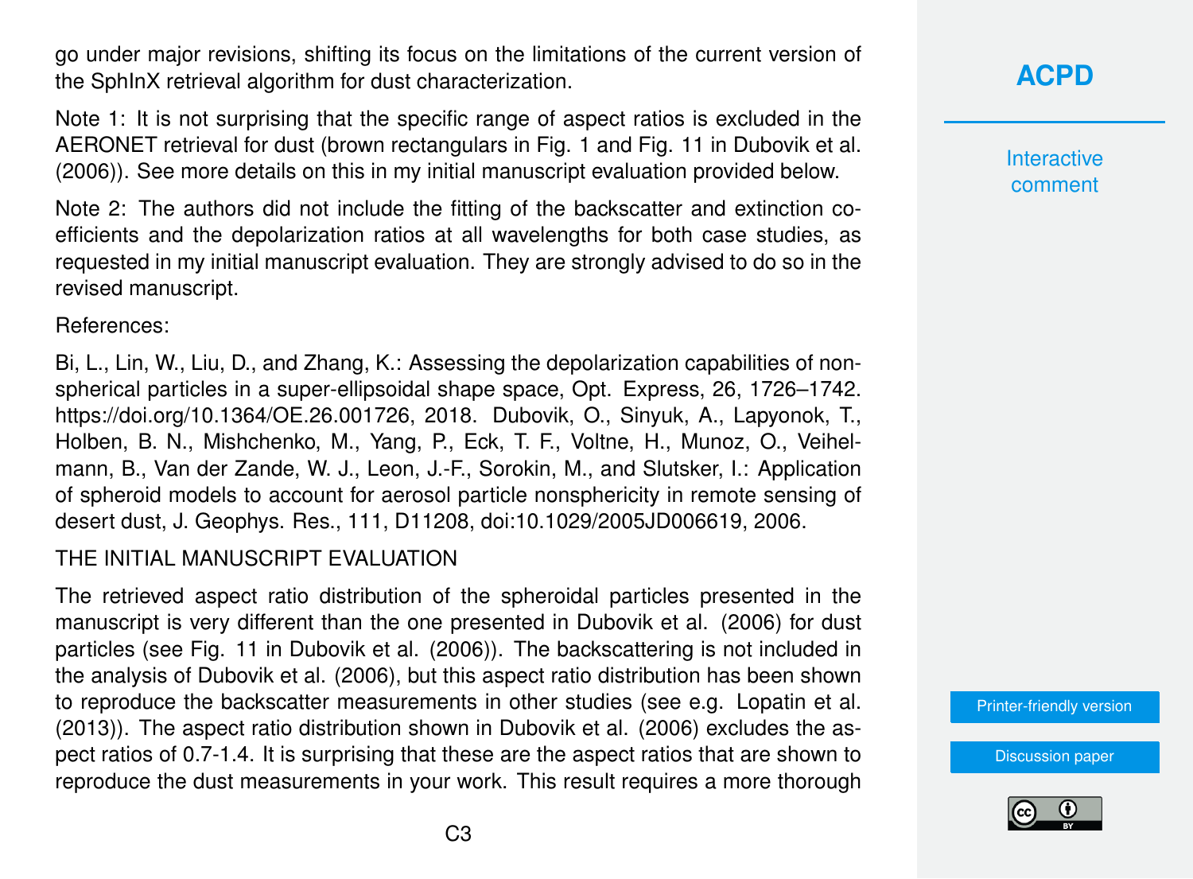go under major revisions, shifting its focus on the limitations of the current version of the SphInX retrieval algorithm for dust characterization.

Note 1: It is not surprising that the specific range of aspect ratios is excluded in the AERONET retrieval for dust (brown rectangulars in Fig. 1 and Fig. 11 in Dubovik et al. (2006)). See more details on this in my initial manuscript evaluation provided below.

Note 2: The authors did not include the fitting of the backscatter and extinction coefficients and the depolarization ratios at all wavelengths for both case studies, as requested in my initial manuscript evaluation. They are strongly advised to do so in the revised manuscript.

References:

Bi, L., Lin, W., Liu, D., and Zhang, K.: Assessing the depolarization capabilities of nonspherical particles in a super-ellipsoidal shape space, Opt. Express, 26, 1726–1742. https://doi.org/10.1364/OE.26.001726, 2018. Dubovik, O., Sinyuk, A., Lapyonok, T., Holben, B. N., Mishchenko, M., Yang, P., Eck, T. F., Voltne, H., Munoz, O., Veihelmann, B., Van der Zande, W. J., Leon, J.-F., Sorokin, M., and Slutsker, I.: Application of spheroid models to account for aerosol particle nonsphericity in remote sensing of desert dust, J. Geophys. Res., 111, D11208, doi:10.1029/2005JD006619, 2006.

THE INITIAL MANUSCRIPT EVALUATION

The retrieved aspect ratio distribution of the spheroidal particles presented in the manuscript is very different than the one presented in Dubovik et al. (2006) for dust particles (see Fig. 11 in Dubovik et al. (2006)). The backscattering is not included in the analysis of Dubovik et al. (2006), but this aspect ratio distribution has been shown to reproduce the backscatter measurements in other studies (see e.g. Lopatin et al. (2013)). The aspect ratio distribution shown in Dubovik et al. (2006) excludes the aspect ratios of 0.7-1.4. It is surprising that these are the aspect ratios that are shown to reproduce the dust measurements in your work. This result requires a more thorough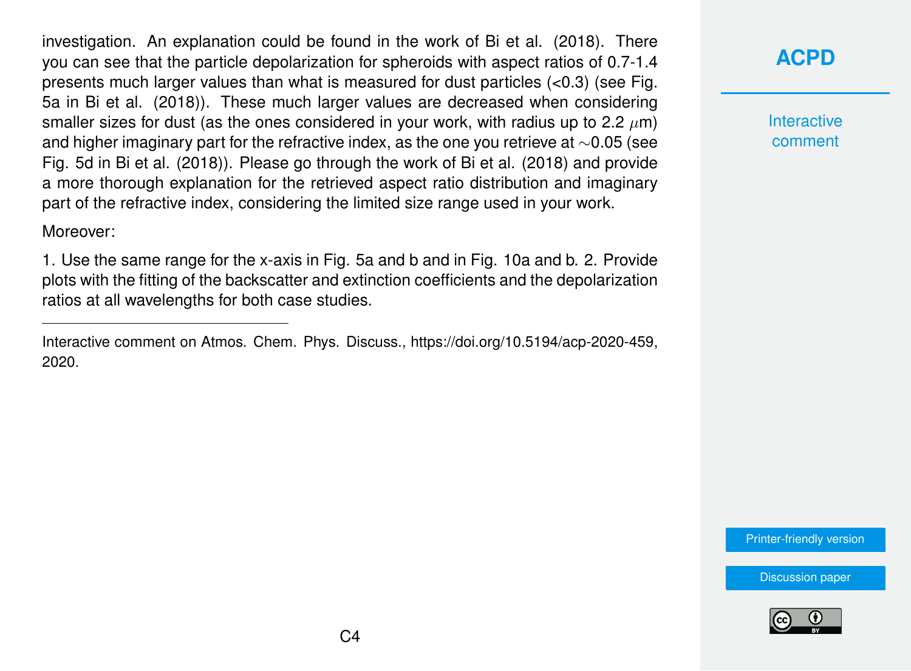investigation. An explanation could be found in the work of Bi et al. (2018). There you can see that the particle depolarization for spheroids with aspect ratios of 0.7-1.4 presents much larger values than what is measured for dust particles (<0.3) (see Fig. 5a in Bi et al. (2018)). These much larger values are decreased when considering smaller sizes for dust (as the ones considered in your work, with radius up to 2.2 $\mu$m) and higher imaginary part for the refractive index, as the one you retrieve at $\sim$0.05 (see Fig. 5d in Bi et al. (2018)). Please go through the work of Bi et al. (2018) and provide a more thorough explanation for the retrieved aspect ratio distribution and imaginary part of the refractive index, considering the limited size range used in your work.

Moreover:

1. Use the same range for the x-axis in Fig. 5a and b and in Fig. 10a and b. 2. Provide plots with the fitting of the backscatter and extinction coefficients and the depolarization ratios at all wavelengths for both case studies.

---

Interactive comment on Atmos. Chem. Phys. Discuss., https://doi.org/10.5194/acp-2020-459, 2020.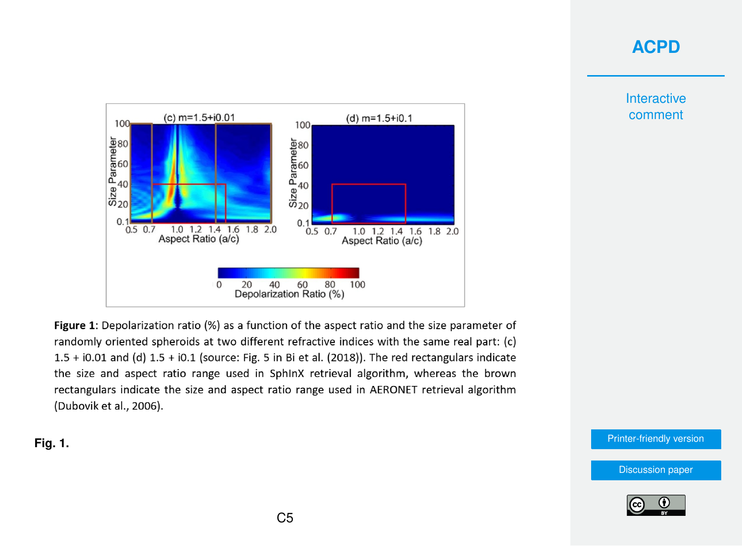(c) m=1.5+i0.01

Size Parameter

100

80

60

40

20

0.1

0.5 0.7 1.0 1.2 1.4 1.6 1.8 2.0

Aspect Ratio (a/c)

(d) m=1.5+i0.1

Size Parameter

100

80

60

40

20

0.1

0.5 0.7 1.0 1.2 1.4 1.6 1.8 2.0

Aspect Ratio (a/c)

0 20 40 60 80 100

Depolarization Ratio (%)

**Figure 1**: Depolarization ratio (%) as a function of the aspect ratio and the size parameter of randomly oriented spheroids at two different refractive indices with the same real part: (c) 1.5 + i0.01 and (d) 1.5 + i0.1 (source: Fig. 5 in Bi et al. (2018)). The red rectangulars indicate the size and aspect ratio range used in SphInX retrieval algorithm, whereas the brown rectangulars indicate the size and aspect ratio range used in AERONET retrieval algorithm (Dubovik et al., 2006).

**Fig. 1.**